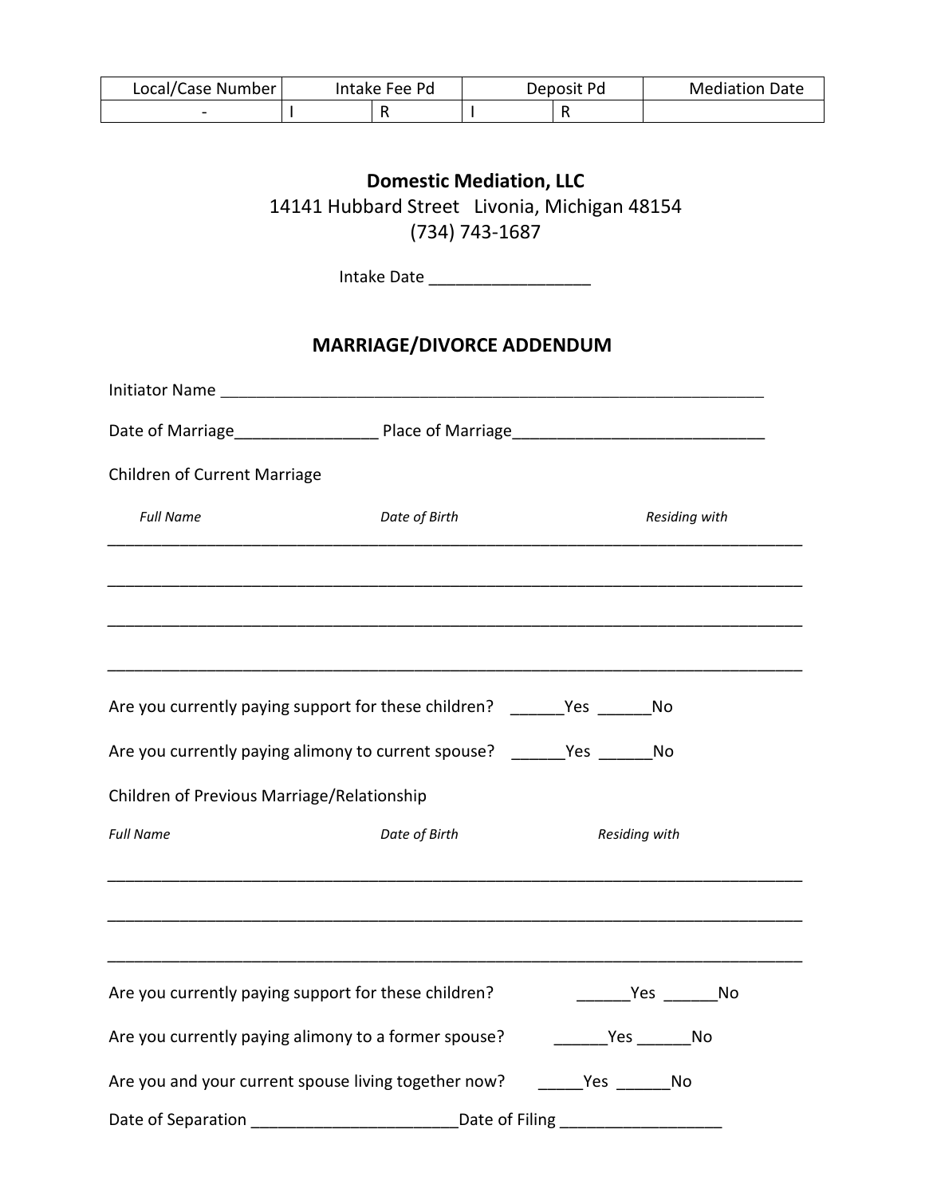| Local/Case Number | Intake Fee Pd | | Deposit Pd | | Mediation Date |
|---|---|---|---|---|---|
| - | I | R | I | R | |

**Domestic Mediation, LLC**
14141 Hubbard Street   Livonia, Michigan 48154
(734) 743-1687

Intake Date _________________

## MARRIAGE/DIVORCE ADDENDUM

Initiator Name _______________________________________________________________

Date of Marriage________________ Place of Marriage____________________________

Children of Current Marriage

*Full Name* *Date of Birth* *Residing with*

_______________________________________________________________________________

_______________________________________________________________________________

_______________________________________________________________________________

_______________________________________________________________________________

Are you currently paying support for these children? ______Yes ______No

Are you currently paying alimony to current spouse? ______Yes ______No

Children of Previous Marriage/Relationship

*Full Name* *Date of Birth* *Residing with*

_______________________________________________________________________________

_______________________________________________________________________________

_______________________________________________________________________________

Are you currently paying support for these children? ______Yes ______No

Are you currently paying alimony to a former spouse? ______Yes ______No

Are you and your current spouse living together now? _____Yes ______No

Date of Separation ______________________Date of Filing _________________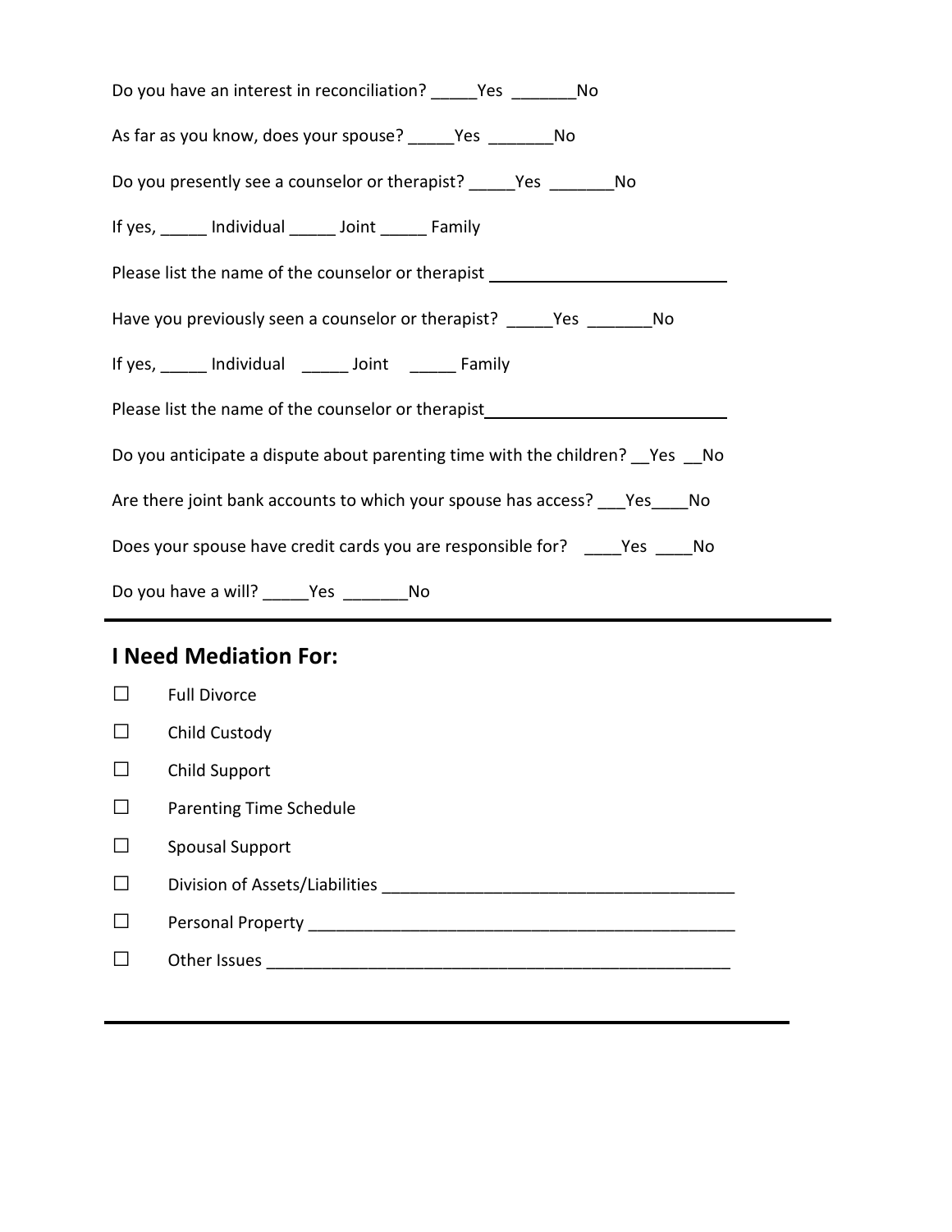Do you have an interest in reconciliation? _____Yes _______No

As far as you know, does your spouse? _____Yes _______No

Do you presently see a counselor or therapist? _____Yes _______No

If yes, _____ Individual _____ Joint _____ Family

Please list the name of the counselor or therapist ___________________________

Have you previously seen a counselor or therapist? _____Yes _______No

If yes, _____ Individual _____ Joint _____ Family

Please list the name of the counselor or therapist___________________________

Do you anticipate a dispute about parenting time with the children? __Yes __No

Are there joint bank accounts to which your spouse has access? ___Yes____No

Does your spouse have credit cards you are responsible for? ____Yes ____No

Do you have a will? _____Yes _______No

---

## I Need Mediation For:

☐ Full Divorce

☐ Child Custody

☐ Child Support

☐ Parenting Time Schedule

☐ Spousal Support

☐ Division of Assets/Liabilities ______________________________________

☐ Personal Property _______________________________________________

☐ Other Issues ___________________________________________________

---